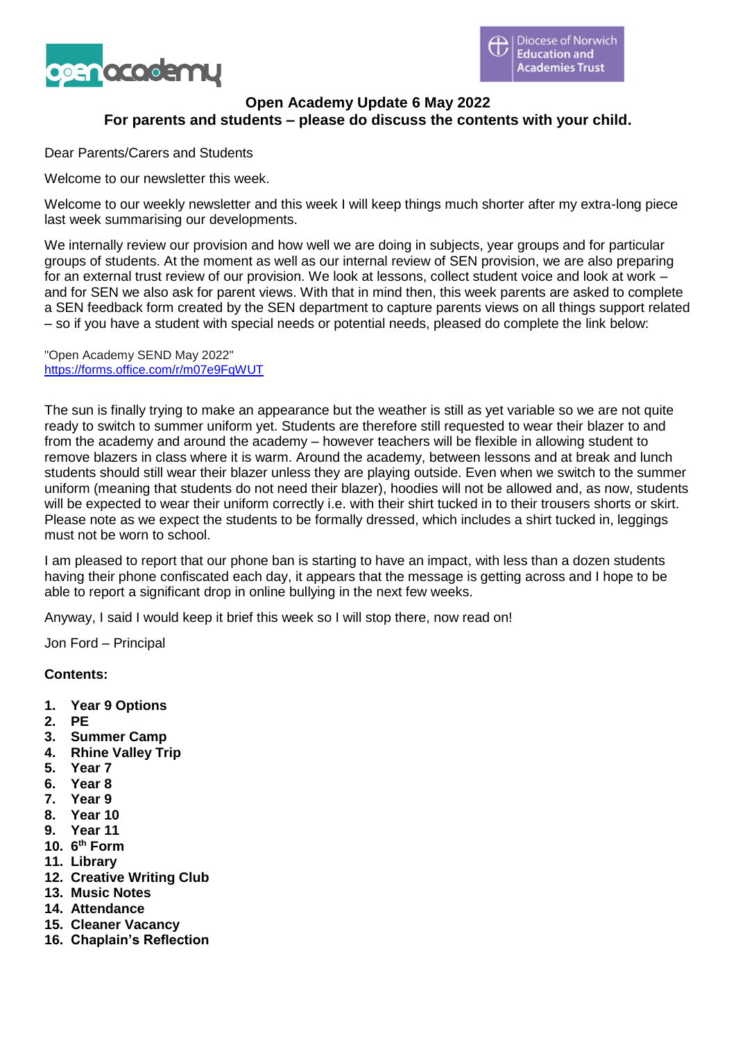# Open Academy Update 6 May 2022

## For parents and students – please do discuss the contents with your child.

Dear Parents/Carers and Students

Welcome to our newsletter this week.

Welcome to our weekly newsletter and this week I will keep things much shorter after my extra-long piece last week summarising our developments.

We internally review our provision and how well we are doing in subjects, year groups and for particular groups of students. At the moment as well as our internal review of SEN provision, we are also preparing for an external trust review of our provision. We look at lessons, collect student voice and look at work – and for SEN we also ask for parent views. With that in mind then, this week parents are asked to complete a SEN feedback form created by the SEN department to capture parents views on all things support related – so if you have a student with special needs or potential needs, pleased do complete the link below:

"Open Academy SEND May 2022"
https://forms.office.com/r/m07e9FqWUT

The sun is finally trying to make an appearance but the weather is still as yet variable so we are not quite ready to switch to summer uniform yet. Students are therefore still requested to wear their blazer to and from the academy and around the academy – however teachers will be flexible in allowing student to remove blazers in class where it is warm. Around the academy, between lessons and at break and lunch students should still wear their blazer unless they are playing outside. Even when we switch to the summer uniform (meaning that students do not need their blazer), hoodies will not be allowed and, as now, students will be expected to wear their uniform correctly i.e. with their shirt tucked in to their trousers shorts or skirt. Please note as we expect the students to be formally dressed, which includes a shirt tucked in, leggings must not be worn to school.

I am pleased to report that our phone ban is starting to have an impact, with less than a dozen students having their phone confiscated each day, it appears that the message is getting across and I hope to be able to report a significant drop in online bullying in the next few weeks.

Anyway, I said I would keep it brief this week so I will stop there, now read on!

Jon Ford – Principal

**Contents:**

1. **Year 9 Options**
2. **PE**
3. **Summer Camp**
4. **Rhine Valley Trip**
5. **Year 7**
6. **Year 8**
7. **Year 9**
8. **Year 10**
9. **Year 11**
10. **6th Form**
11. **Library**
12. **Creative Writing Club**
13. **Music Notes**
14. **Attendance**
15. **Cleaner Vacancy**
16. **Chaplain's Reflection**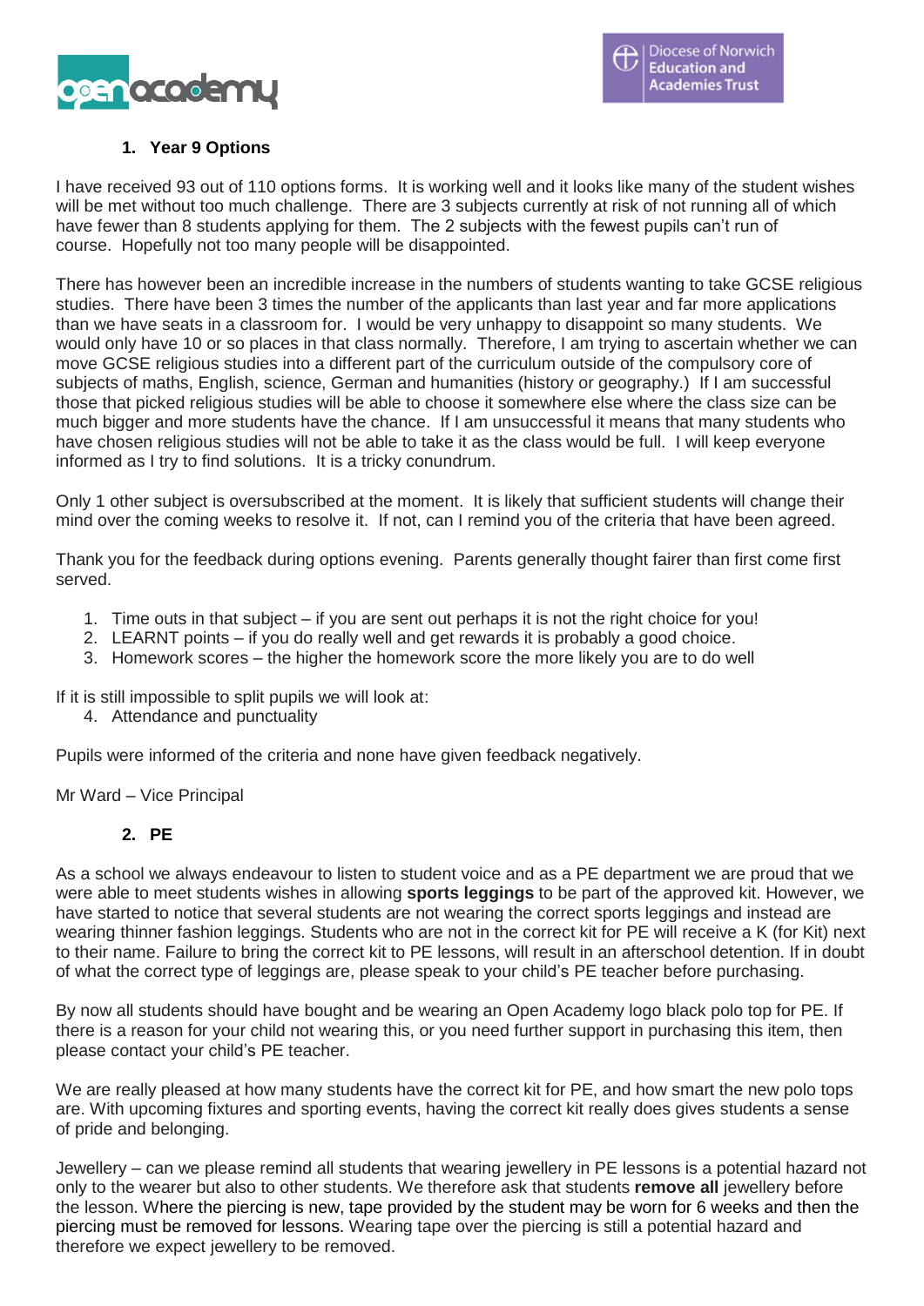## 1. Year 9 Options

I have received 93 out of 110 options forms. It is working well and it looks like many of the student wishes will be met without too much challenge. There are 3 subjects currently at risk of not running all of which have fewer than 8 students applying for them. The 2 subjects with the fewest pupils can't run of course. Hopefully not too many people will be disappointed.

There has however been an incredible increase in the numbers of students wanting to take GCSE religious studies. There have been 3 times the number of the applicants than last year and far more applications than we have seats in a classroom for. I would be very unhappy to disappoint so many students. We would only have 10 or so places in that class normally. Therefore, I am trying to ascertain whether we can move GCSE religious studies into a different part of the curriculum outside of the compulsory core of subjects of maths, English, science, German and humanities (history or geography.) If I am successful those that picked religious studies will be able to choose it somewhere else where the class size can be much bigger and more students have the chance. If I am unsuccessful it means that many students who have chosen religious studies will not be able to take it as the class would be full. I will keep everyone informed as I try to find solutions. It is a tricky conundrum.

Only 1 other subject is oversubscribed at the moment. It is likely that sufficient students will change their mind over the coming weeks to resolve it. If not, can I remind you of the criteria that have been agreed.

Thank you for the feedback during options evening. Parents generally thought fairer than first come first served.

1. Time outs in that subject – if you are sent out perhaps it is not the right choice for you!
2. LEARNT points – if you do really well and get rewards it is probably a good choice.
3. Homework scores – the higher the homework score the more likely you are to do well

If it is still impossible to split pupils we will look at:

4. Attendance and punctuality

Pupils were informed of the criteria and none have given feedback negatively.

Mr Ward – Vice Principal

## 2. PE

As a school we always endeavour to listen to student voice and as a PE department we are proud that we were able to meet students wishes in allowing **sports leggings** to be part of the approved kit. However, we have started to notice that several students are not wearing the correct sports leggings and instead are wearing thinner fashion leggings. Students who are not in the correct kit for PE will receive a K (for Kit) next to their name. Failure to bring the correct kit to PE lessons, will result in an afterschool detention. If in doubt of what the correct type of leggings are, please speak to your child's PE teacher before purchasing.

By now all students should have bought and be wearing an Open Academy logo black polo top for PE. If there is a reason for your child not wearing this, or you need further support in purchasing this item, then please contact your child's PE teacher.

We are really pleased at how many students have the correct kit for PE, and how smart the new polo tops are. With upcoming fixtures and sporting events, having the correct kit really does gives students a sense of pride and belonging.

Jewellery – can we please remind all students that wearing jewellery in PE lessons is a potential hazard not only to the wearer but also to other students. We therefore ask that students **remove all** jewellery before the lesson. Where the piercing is new, tape provided by the student may be worn for 6 weeks and then the piercing must be removed for lessons. Wearing tape over the piercing is still a potential hazard and therefore we expect jewellery to be removed.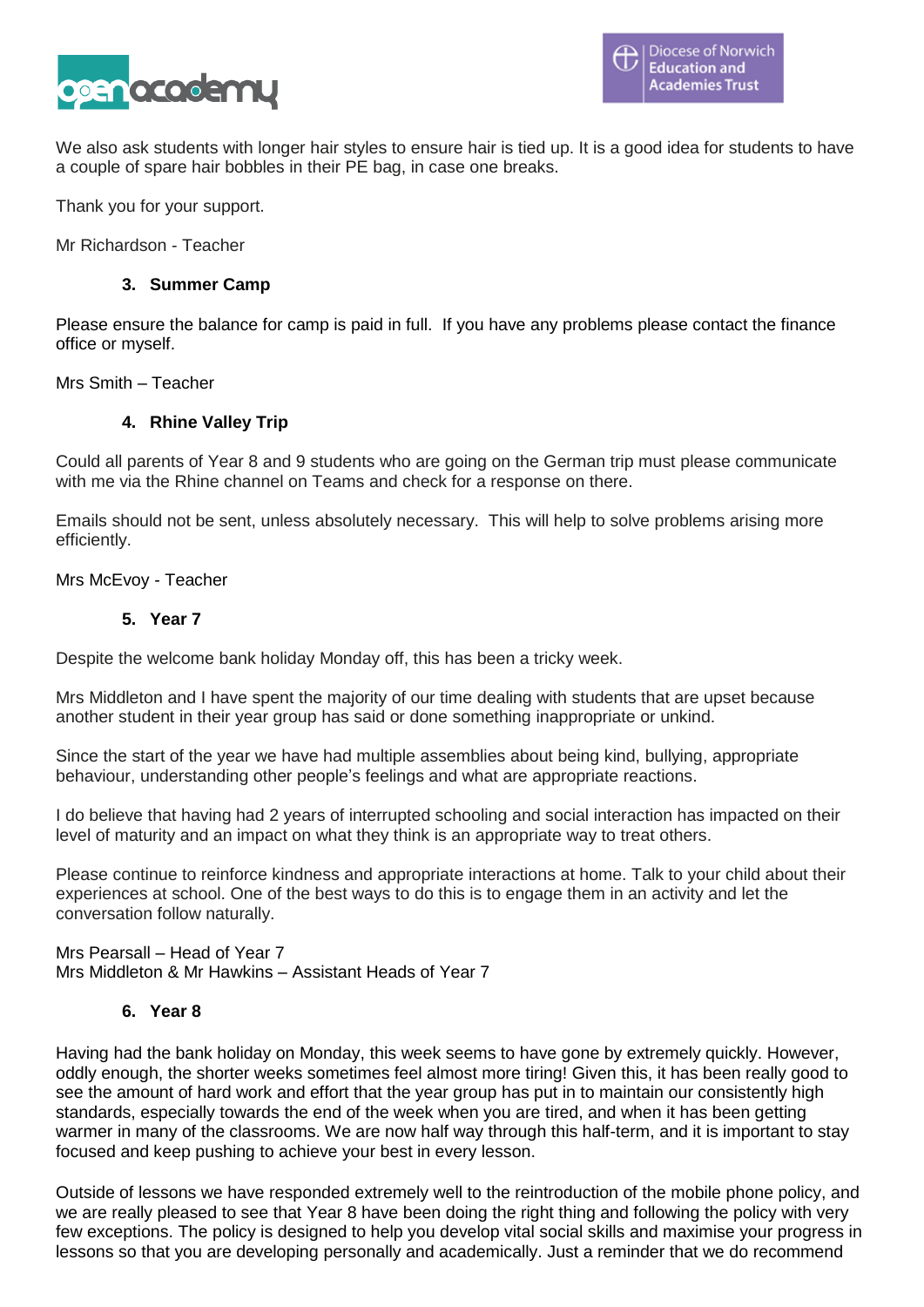We also ask students with longer hair styles to ensure hair is tied up. It is a good idea for students to have a couple of spare hair bobbles in their PE bag, in case one breaks.

Thank you for your support.

Mr Richardson - Teacher

### 3. Summer Camp

Please ensure the balance for camp is paid in full. If you have any problems please contact the finance office or myself.

Mrs Smith – Teacher

### 4. Rhine Valley Trip

Could all parents of Year 8 and 9 students who are going on the German trip must please communicate with me via the Rhine channel on Teams and check for a response on there.

Emails should not be sent, unless absolutely necessary. This will help to solve problems arising more efficiently.

Mrs McEvoy - Teacher

### 5. Year 7

Despite the welcome bank holiday Monday off, this has been a tricky week.

Mrs Middleton and I have spent the majority of our time dealing with students that are upset because another student in their year group has said or done something inappropriate or unkind.

Since the start of the year we have had multiple assemblies about being kind, bullying, appropriate behaviour, understanding other people's feelings and what are appropriate reactions.

I do believe that having had 2 years of interrupted schooling and social interaction has impacted on their level of maturity and an impact on what they think is an appropriate way to treat others.

Please continue to reinforce kindness and appropriate interactions at home. Talk to your child about their experiences at school. One of the best ways to do this is to engage them in an activity and let the conversation follow naturally.

Mrs Pearsall – Head of Year 7
Mrs Middleton & Mr Hawkins – Assistant Heads of Year 7

### 6. Year 8

Having had the bank holiday on Monday, this week seems to have gone by extremely quickly. However, oddly enough, the shorter weeks sometimes feel almost more tiring! Given this, it has been really good to see the amount of hard work and effort that the year group has put in to maintain our consistently high standards, especially towards the end of the week when you are tired, and when it has been getting warmer in many of the classrooms. We are now half way through this half-term, and it is important to stay focused and keep pushing to achieve your best in every lesson.

Outside of lessons we have responded extremely well to the reintroduction of the mobile phone policy, and we are really pleased to see that Year 8 have been doing the right thing and following the policy with very few exceptions. The policy is designed to help you develop vital social skills and maximise your progress in lessons so that you are developing personally and academically. Just a reminder that we do recommend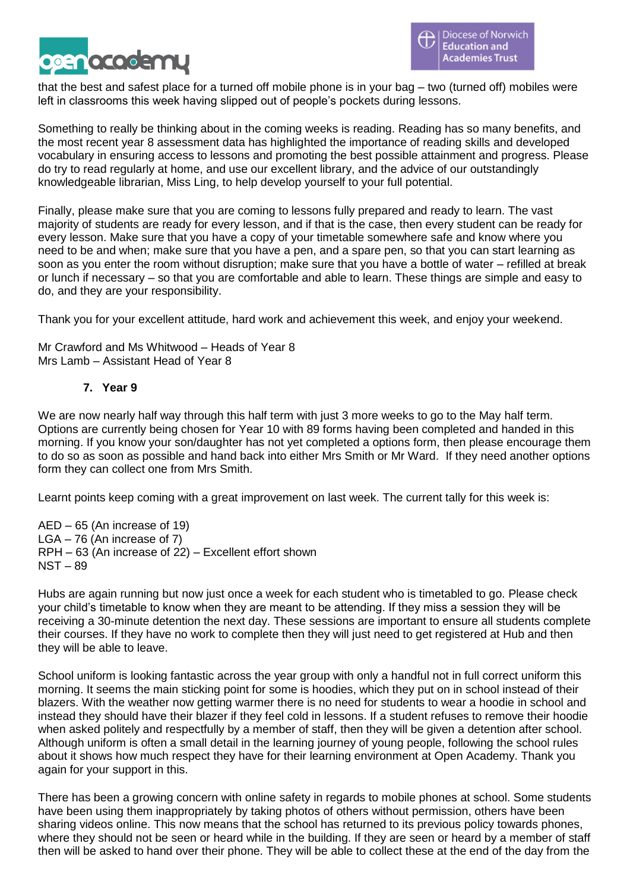that the best and safest place for a turned off mobile phone is in your bag – two (turned off) mobiles were left in classrooms this week having slipped out of people's pockets during lessons.

Something to really be thinking about in the coming weeks is reading. Reading has so many benefits, and the most recent year 8 assessment data has highlighted the importance of reading skills and developed vocabulary in ensuring access to lessons and promoting the best possible attainment and progress. Please do try to read regularly at home, and use our excellent library, and the advice of our outstandingly knowledgeable librarian, Miss Ling, to help develop yourself to your full potential.

Finally, please make sure that you are coming to lessons fully prepared and ready to learn. The vast majority of students are ready for every lesson, and if that is the case, then every student can be ready for every lesson. Make sure that you have a copy of your timetable somewhere safe and know where you need to be and when; make sure that you have a pen, and a spare pen, so that you can start learning as soon as you enter the room without disruption; make sure that you have a bottle of water – refilled at break or lunch if necessary – so that you are comfortable and able to learn. These things are simple and easy to do, and they are your responsibility.

Thank you for your excellent attitude, hard work and achievement this week, and enjoy your weekend.

Mr Crawford and Ms Whitwood – Heads of Year 8
Mrs Lamb – Assistant Head of Year 8

## 7. Year 9

We are now nearly half way through this half term with just 3 more weeks to go to the May half term. Options are currently being chosen for Year 10 with 89 forms having been completed and handed in this morning. If you know your son/daughter has not yet completed a options form, then please encourage them to do so as soon as possible and hand back into either Mrs Smith or Mr Ward. If they need another options form they can collect one from Mrs Smith.

Learnt points keep coming with a great improvement on last week. The current tally for this week is:

AED – 65 (An increase of 19)
LGA – 76 (An increase of 7)
RPH – 63 (An increase of 22) – Excellent effort shown
NST – 89

Hubs are again running but now just once a week for each student who is timetabled to go. Please check your child's timetable to know when they are meant to be attending. If they miss a session they will be receiving a 30-minute detention the next day. These sessions are important to ensure all students complete their courses. If they have no work to complete then they will just need to get registered at Hub and then they will be able to leave.

School uniform is looking fantastic across the year group with only a handful not in full correct uniform this morning. It seems the main sticking point for some is hoodies, which they put on in school instead of their blazers. With the weather now getting warmer there is no need for students to wear a hoodie in school and instead they should have their blazer if they feel cold in lessons. If a student refuses to remove their hoodie when asked politely and respectfully by a member of staff, then they will be given a detention after school. Although uniform is often a small detail in the learning journey of young people, following the school rules about it shows how much respect they have for their learning environment at Open Academy. Thank you again for your support in this.

There has been a growing concern with online safety in regards to mobile phones at school. Some students have been using them inappropriately by taking photos of others without permission, others have been sharing videos online. This now means that the school has returned to its previous policy towards phones, where they should not be seen or heard while in the building. If they are seen or heard by a member of staff then will be asked to hand over their phone. They will be able to collect these at the end of the day from the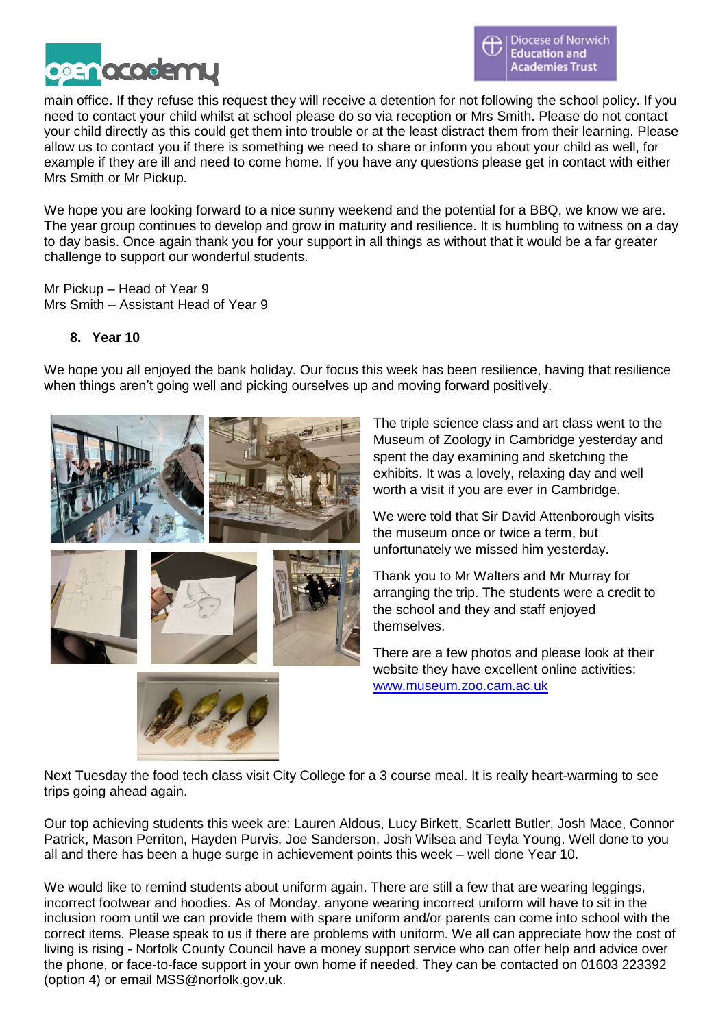main office. If they refuse this request they will receive a detention for not following the school policy. If you need to contact your child whilst at school please do so via reception or Mrs Smith. Please do not contact your child directly as this could get them into trouble or at the least distract them from their learning. Please allow us to contact you if there is something we need to share or inform you about your child as well, for example if they are ill and need to come home. If you have any questions please get in contact with either Mrs Smith or Mr Pickup.

We hope you are looking forward to a nice sunny weekend and the potential for a BBQ, we know we are. The year group continues to develop and grow in maturity and resilience. It is humbling to witness on a day to day basis. Once again thank you for your support in all things as without that it would be a far greater challenge to support our wonderful students.

Mr Pickup – Head of Year 9
Mrs Smith – Assistant Head of Year 9

## 8. Year 10

We hope you all enjoyed the bank holiday. Our focus this week has been resilience, having that resilience when things aren't going well and picking ourselves up and moving forward positively.

The triple science class and art class went to the Museum of Zoology in Cambridge yesterday and spent the day examining and sketching the exhibits. It was a lovely, relaxing day and well worth a visit if you are ever in Cambridge.

We were told that Sir David Attenborough visits the museum once or twice a term, but unfortunately we missed him yesterday.

Thank you to Mr Walters and Mr Murray for arranging the trip. The students were a credit to the school and they and staff enjoyed themselves.

There are a few photos and please look at their website they have excellent online activities: [www.museum.zoo.cam.ac.uk](http://www.museum.zoo.cam.ac.uk)

Next Tuesday the food tech class visit City College for a 3 course meal. It is really heart-warming to see trips going ahead again.

Our top achieving students this week are: Lauren Aldous, Lucy Birkett, Scarlett Butler, Josh Mace, Connor Patrick, Mason Perriton, Hayden Purvis, Joe Sanderson, Josh Wilsea and Teyla Young. Well done to you all and there has been a huge surge in achievement points this week – well done Year 10.

We would like to remind students about uniform again. There are still a few that are wearing leggings, incorrect footwear and hoodies. As of Monday, anyone wearing incorrect uniform will have to sit in the inclusion room until we can provide them with spare uniform and/or parents can come into school with the correct items. Please speak to us if there are problems with uniform. We all can appreciate how the cost of living is rising - Norfolk County Council have a money support service who can offer help and advice over the phone, or face-to-face support in your own home if needed. They can be contacted on 01603 223392 (option 4) or email MSS@norfolk.gov.uk.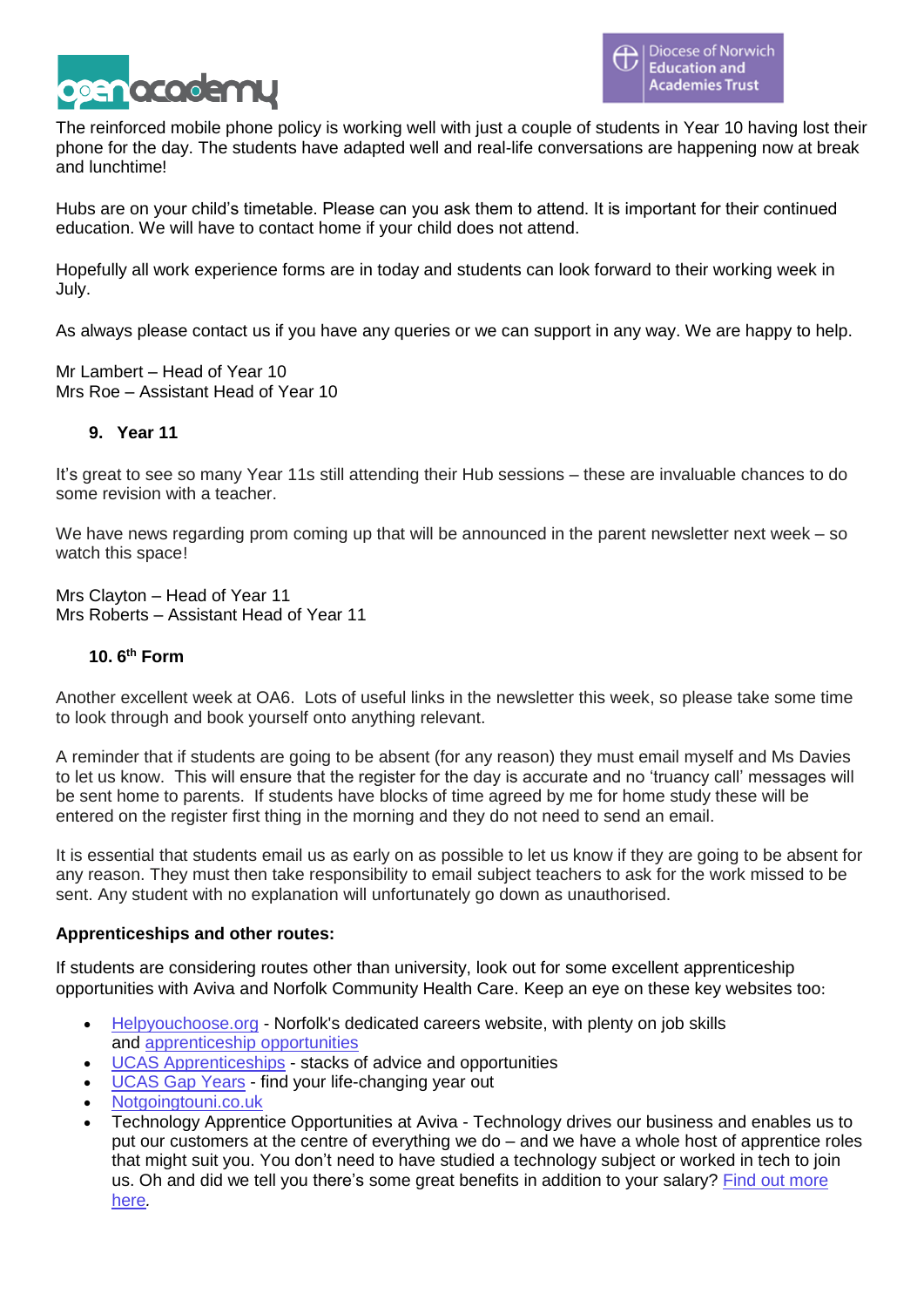The reinforced mobile phone policy is working well with just a couple of students in Year 10 having lost their phone for the day. The students have adapted well and real-life conversations are happening now at break and lunchtime!

Hubs are on your child's timetable. Please can you ask them to attend. It is important for their continued education. We will have to contact home if your child does not attend.

Hopefully all work experience forms are in today and students can look forward to their working week in July.

As always please contact us if you have any queries or we can support in any way. We are happy to help.

Mr Lambert – Head of Year 10
Mrs Roe – Assistant Head of Year 10

## 9. Year 11

It's great to see so many Year 11s still attending their Hub sessions – these are invaluable chances to do some revision with a teacher.

We have news regarding prom coming up that will be announced in the parent newsletter next week – so watch this space!

Mrs Clayton – Head of Year 11
Mrs Roberts – Assistant Head of Year 11

## 10. 6th Form

Another excellent week at OA6. Lots of useful links in the newsletter this week, so please take some time to look through and book yourself onto anything relevant.

A reminder that if students are going to be absent (for any reason) they must email myself and Ms Davies to let us know. This will ensure that the register for the day is accurate and no 'truancy call' messages will be sent home to parents. If students have blocks of time agreed by me for home study these will be entered on the register first thing in the morning and they do not need to send an email.

It is essential that students email us as early on as possible to let us know if they are going to be absent for any reason. They must then take responsibility to email subject teachers to ask for the work missed to be sent. Any student with no explanation will unfortunately go down as unauthorised.

**Apprenticeships and other routes:**

If students are considering routes other than university, look out for some excellent apprenticeship opportunities with Aviva and Norfolk Community Health Care. Keep an eye on these key websites too:

- Helpyouchoose.org - Norfolk's dedicated careers website, with plenty on job skills and apprenticeship opportunities
- UCAS Apprenticeships - stacks of advice and opportunities
- UCAS Gap Years - find your life-changing year out
- Notgoingtouni.co.uk
- Technology Apprentice Opportunities at Aviva - Technology drives our business and enables us to put our customers at the centre of everything we do – and we have a whole host of apprentice roles that might suit you. You don't need to have studied a technology subject or worked in tech to join us. Oh and did we tell you there's some great benefits in addition to your salary? Find out more here.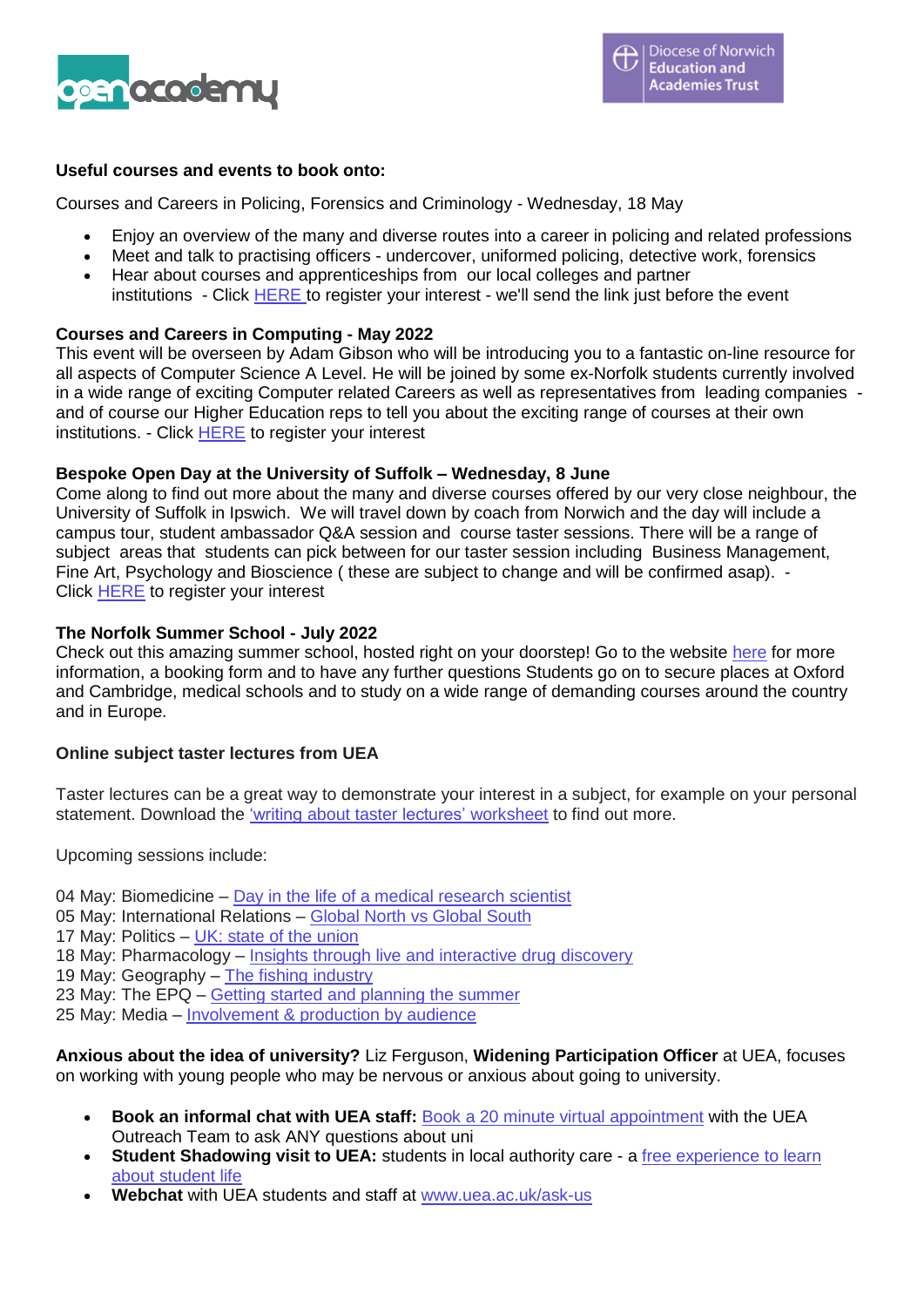**Useful courses and events to book onto:**

Courses and Careers in Policing, Forensics and Criminology - Wednesday, 18 May

- Enjoy an overview of the many and diverse routes into a career in policing and related professions
- Meet and talk to practising officers - undercover, uniformed policing, detective work, forensics
- Hear about courses and apprenticeships from our local colleges and partner institutions - Click HERE to register your interest - we'll send the link just before the event

**Courses and Careers in Computing - May 2022**

This event will be overseen by Adam Gibson who will be introducing you to a fantastic on-line resource for all aspects of Computer Science A Level. He will be joined by some ex-Norfolk students currently involved in a wide range of exciting Computer related Careers as well as representatives from leading companies - and of course our Higher Education reps to tell you about the exciting range of courses at their own institutions. - Click HERE to register your interest

**Bespoke Open Day at the University of Suffolk – Wednesday, 8 June**

Come along to find out more about the many and diverse courses offered by our very close neighbour, the University of Suffolk in Ipswich. We will travel down by coach from Norwich and the day will include a campus tour, student ambassador Q&A session and course taster sessions. There will be a range of subject areas that students can pick between for our taster session including Business Management, Fine Art, Psychology and Bioscience ( these are subject to change and will be confirmed asap). - Click HERE to register your interest

**The Norfolk Summer School - July 2022**

Check out this amazing summer school, hosted right on your doorstep! Go to the website here for more information, a booking form and to have any further questions Students go on to secure places at Oxford and Cambridge, medical schools and to study on a wide range of demanding courses around the country and in Europe.

**Online subject taster lectures from UEA**

Taster lectures can be a great way to demonstrate your interest in a subject, for example on your personal statement. Download the 'writing about taster lectures' worksheet to find out more.

Upcoming sessions include:

04 May: Biomedicine – Day in the life of a medical research scientist
05 May: International Relations – Global North vs Global South
17 May: Politics – UK: state of the union
18 May: Pharmacology – Insights through live and interactive drug discovery
19 May: Geography – The fishing industry
23 May: The EPQ – Getting started and planning the summer
25 May: Media – Involvement & production by audience

**Anxious about the idea of university?** Liz Ferguson, **Widening Participation Officer** at UEA, focuses on working with young people who may be nervous or anxious about going to university.

- **Book an informal chat with UEA staff:** Book a 20 minute virtual appointment with the UEA Outreach Team to ask ANY questions about uni
- **Student Shadowing visit to UEA:** students in local authority care - a free experience to learn about student life
- **Webchat** with UEA students and staff at www.uea.ac.uk/ask-us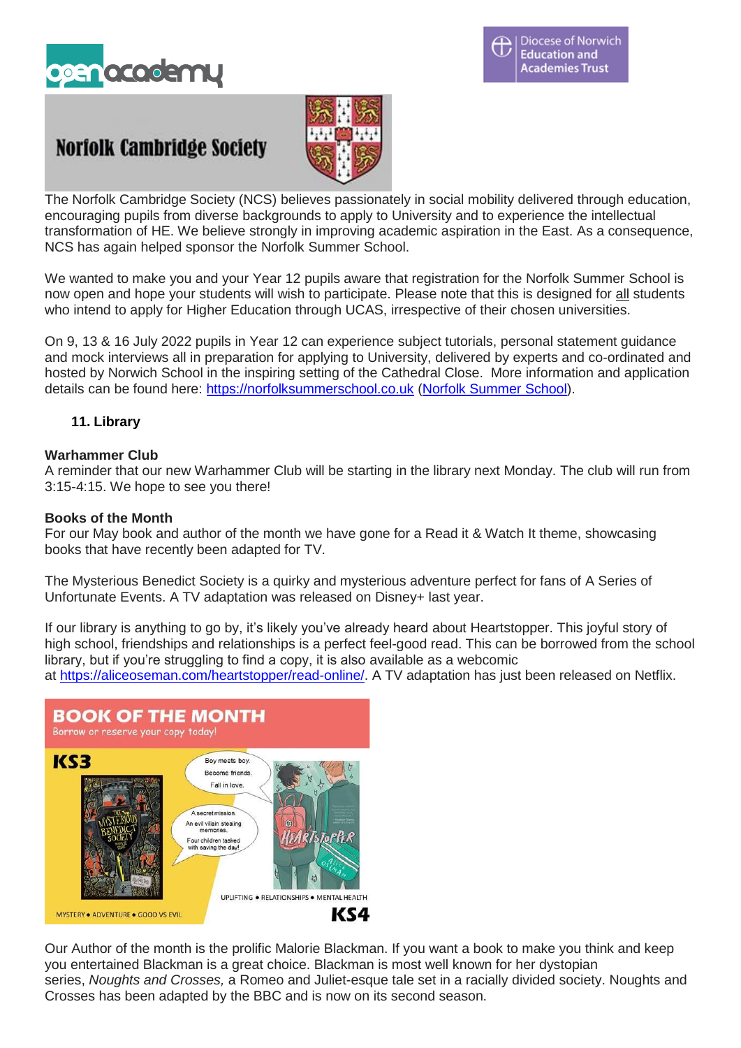## Norfolk Cambridge Society

The Norfolk Cambridge Society (NCS) believes passionately in social mobility delivered through education, encouraging pupils from diverse backgrounds to apply to University and to experience the intellectual transformation of HE. We believe strongly in improving academic aspiration in the East. As a consequence, NCS has again helped sponsor the Norfolk Summer School.

We wanted to make you and your Year 12 pupils aware that registration for the Norfolk Summer School is now open and hope your students will wish to participate. Please note that this is designed for all students who intend to apply for Higher Education through UCAS, irrespective of their chosen universities.

On 9, 13 & 16 July 2022 pupils in Year 12 can experience subject tutorials, personal statement guidance and mock interviews all in preparation for applying to University, delivered by experts and co-ordinated and hosted by Norwich School in the inspiring setting of the Cathedral Close. More information and application details can be found here: https://norfolksummerschool.co.uk (Norfolk Summer School).

## 11. Library

**Warhammer Club**

A reminder that our new Warhammer Club will be starting in the library next Monday. The club will run from 3:15-4:15. We hope to see you there!

**Books of the Month**

For our May book and author of the month we have gone for a Read it & Watch It theme, showcasing books that have recently been adapted for TV.

The Mysterious Benedict Society is a quirky and mysterious adventure perfect for fans of A Series of Unfortunate Events. A TV adaptation was released on Disney+ last year.

If our library is anything to go by, it's likely you've already heard about Heartstopper. This joyful story of high school, friendships and relationships is a perfect feel-good read. This can be borrowed from the school library, but if you're struggling to find a copy, it is also available as a webcomic at https://aliceoseman.com/heartstopper/read-online/. A TV adaptation has just been released on Netflix.

Our Author of the month is the prolific Malorie Blackman. If you want a book to make you think and keep you entertained Blackman is a great choice. Blackman is most well known for her dystopian series, *Noughts and Crosses,* a Romeo and Juliet-esque tale set in a racially divided society. Noughts and Crosses has been adapted by the BBC and is now on its second season.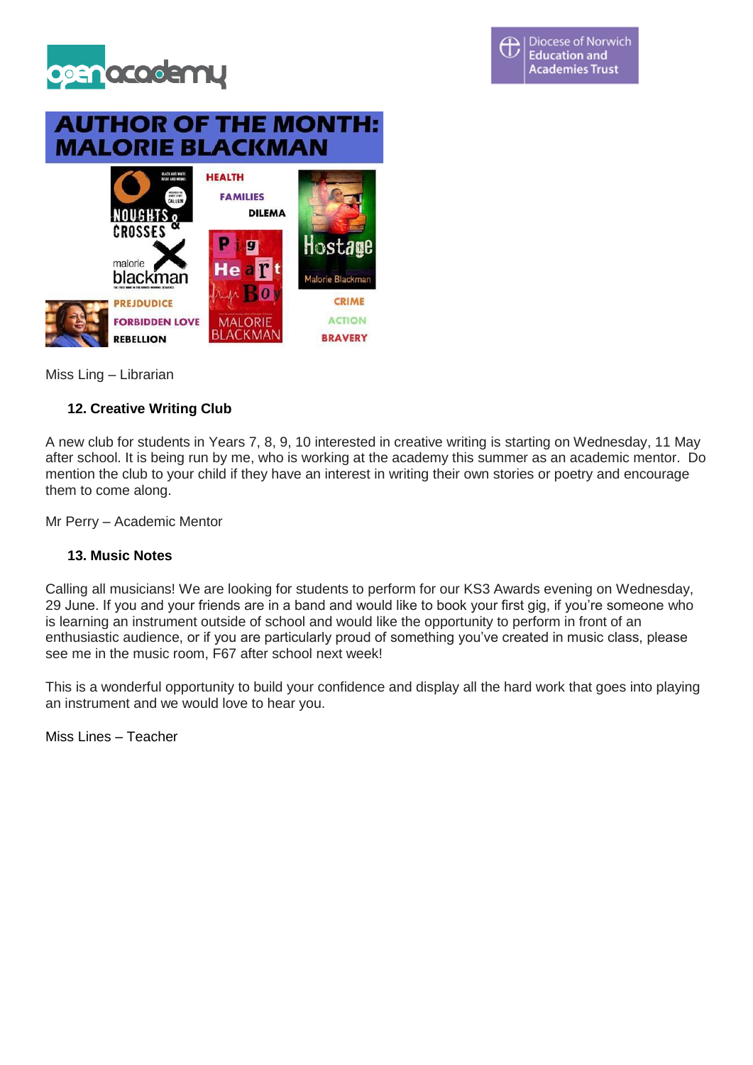# AUTHOR OF THE MONTH: MALORIE BLACKMAN

HEALTH
FAMILIES
DILEMA

PREJDUDICE
FORBIDDEN LOVE
REBELLION

CRIME
ACTION
BRAVERY

Miss Ling – Librarian

### 12. Creative Writing Club

A new club for students in Years 7, 8, 9, 10 interested in creative writing is starting on Wednesday, 11 May after school. It is being run by me, who is working at the academy this summer as an academic mentor. Do mention the club to your child if they have an interest in writing their own stories or poetry and encourage them to come along.

Mr Perry – Academic Mentor

### 13. Music Notes

Calling all musicians! We are looking for students to perform for our KS3 Awards evening on Wednesday, 29 June. If you and your friends are in a band and would like to book your first gig, if you're someone who is learning an instrument outside of school and would like the opportunity to perform in front of an enthusiastic audience, or if you are particularly proud of something you've created in music class, please see me in the music room, F67 after school next week!

This is a wonderful opportunity to build your confidence and display all the hard work that goes into playing an instrument and we would love to hear you.

Miss Lines – Teacher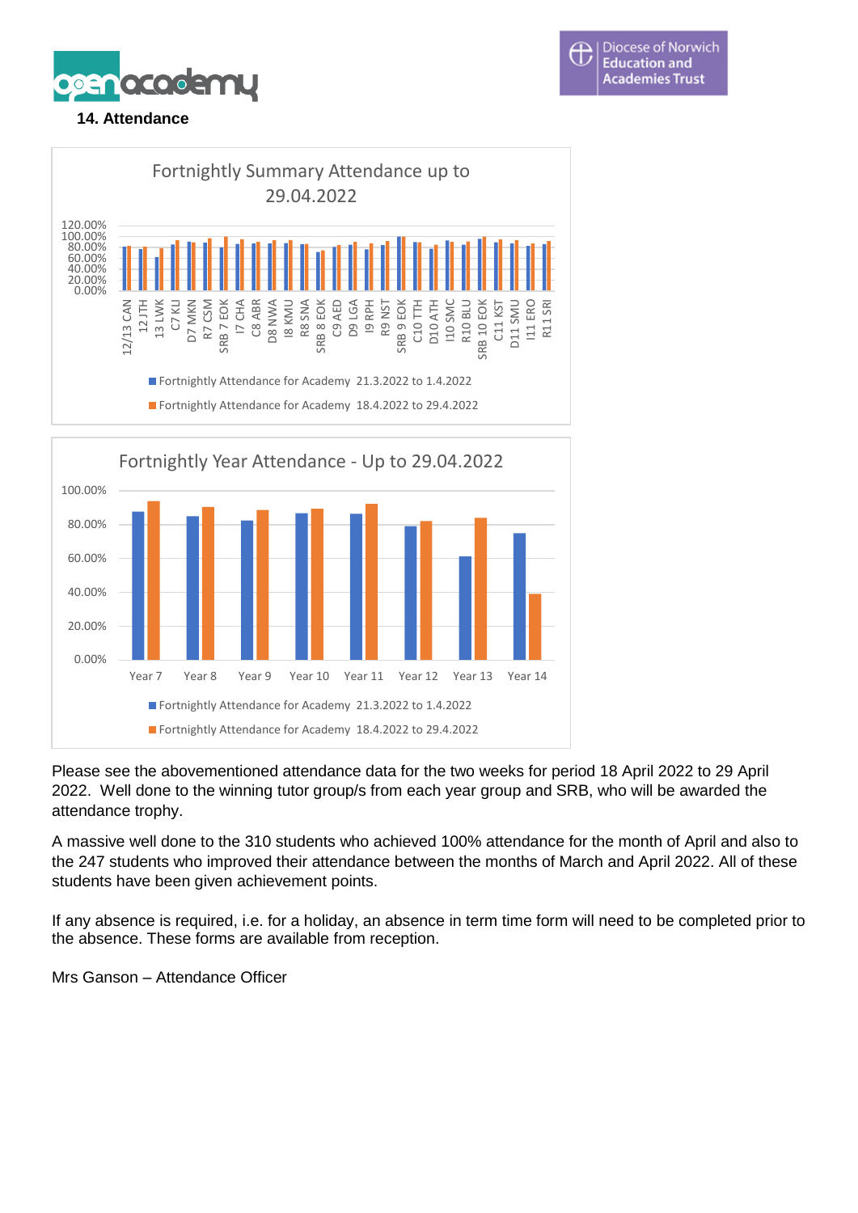## 14. Attendance

Fortnightly Summary Attendance up to 29.04.2022

Fortnightly Attendance for Academy 21.3.2022 to 1.4.2022

Fortnightly Attendance for Academy 18.4.2022 to 29.4.2022

Fortnightly Year Attendance - Up to 29.04.2022

Fortnightly Attendance for Academy 21.3.2022 to 1.4.2022

Fortnightly Attendance for Academy 18.4.2022 to 29.4.2022

Please see the abovementioned attendance data for the two weeks for period 18 April 2022 to 29 April 2022. Well done to the winning tutor group/s from each year group and SRB, who will be awarded the attendance trophy.

A massive well done to the 310 students who achieved 100% attendance for the month of April and also to the 247 students who improved their attendance between the months of March and April 2022. All of these students have been given achievement points.

If any absence is required, i.e. for a holiday, an absence in term time form will need to be completed prior to the absence. These forms are available from reception.

Mrs Ganson – Attendance Officer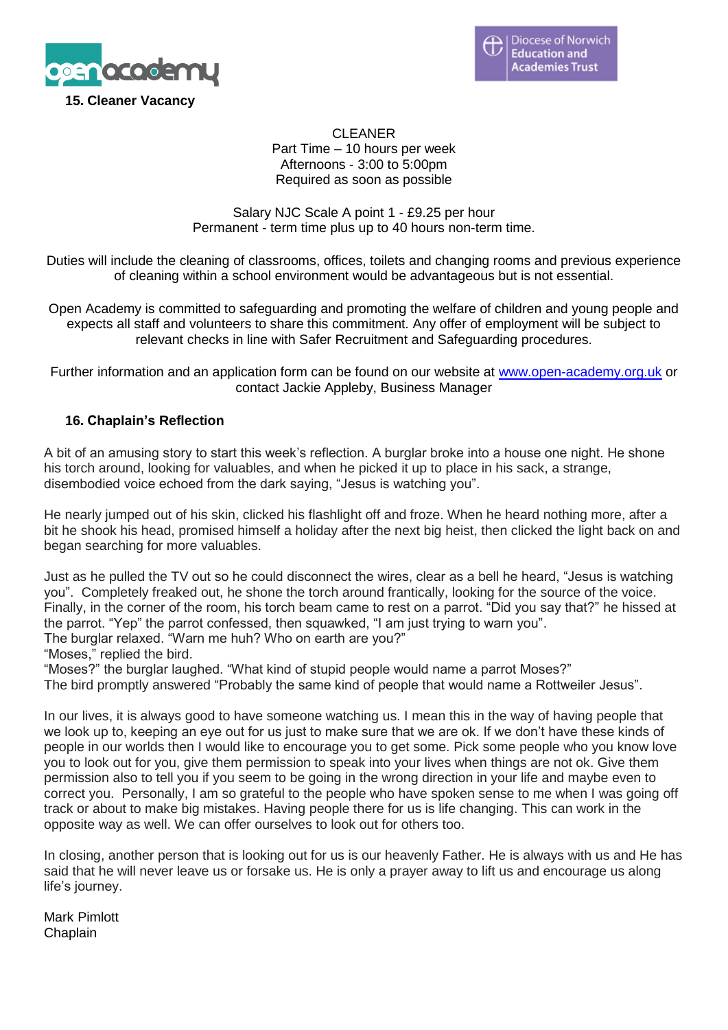## 15. Cleaner Vacancy

CLEANER
Part Time – 10 hours per week
Afternoons - 3:00 to 5:00pm
Required as soon as possible

Salary NJC Scale A point 1 - £9.25 per hour
Permanent - term time plus up to 40 hours non-term time.

Duties will include the cleaning of classrooms, offices, toilets and changing rooms and previous experience of cleaning within a school environment would be advantageous but is not essential.

Open Academy is committed to safeguarding and promoting the welfare of children and young people and expects all staff and volunteers to share this commitment. Any offer of employment will be subject to relevant checks in line with Safer Recruitment and Safeguarding procedures.

Further information and an application form can be found on our website at www.open-academy.org.uk or contact Jackie Appleby, Business Manager

## 16. Chaplain's Reflection

A bit of an amusing story to start this week's reflection. A burglar broke into a house one night. He shone his torch around, looking for valuables, and when he picked it up to place in his sack, a strange, disembodied voice echoed from the dark saying, "Jesus is watching you".

He nearly jumped out of his skin, clicked his flashlight off and froze. When he heard nothing more, after a bit he shook his head, promised himself a holiday after the next big heist, then clicked the light back on and began searching for more valuables.

Just as he pulled the TV out so he could disconnect the wires, clear as a bell he heard, "Jesus is watching you". Completely freaked out, he shone the torch around frantically, looking for the source of the voice. Finally, in the corner of the room, his torch beam came to rest on a parrot. "Did you say that?" he hissed at the parrot. "Yep" the parrot confessed, then squawked, "I am just trying to warn you".
The burglar relaxed. "Warn me huh? Who on earth are you?"
"Moses," replied the bird.
"Moses?" the burglar laughed. "What kind of stupid people would name a parrot Moses?"
The bird promptly answered "Probably the same kind of people that would name a Rottweiler Jesus".

In our lives, it is always good to have someone watching us. I mean this in the way of having people that we look up to, keeping an eye out for us just to make sure that we are ok. If we don't have these kinds of people in our worlds then I would like to encourage you to get some. Pick some people who you know love you to look out for you, give them permission to speak into your lives when things are not ok. Give them permission also to tell you if you seem to be going in the wrong direction in your life and maybe even to correct you. Personally, I am so grateful to the people who have spoken sense to me when I was going off track or about to make big mistakes. Having people there for us is life changing. This can work in the opposite way as well. We can offer ourselves to look out for others too.

In closing, another person that is looking out for us is our heavenly Father. He is always with us and He has said that he will never leave us or forsake us. He is only a prayer away to lift us and encourage us along life's journey.

Mark Pimlott
Chaplain